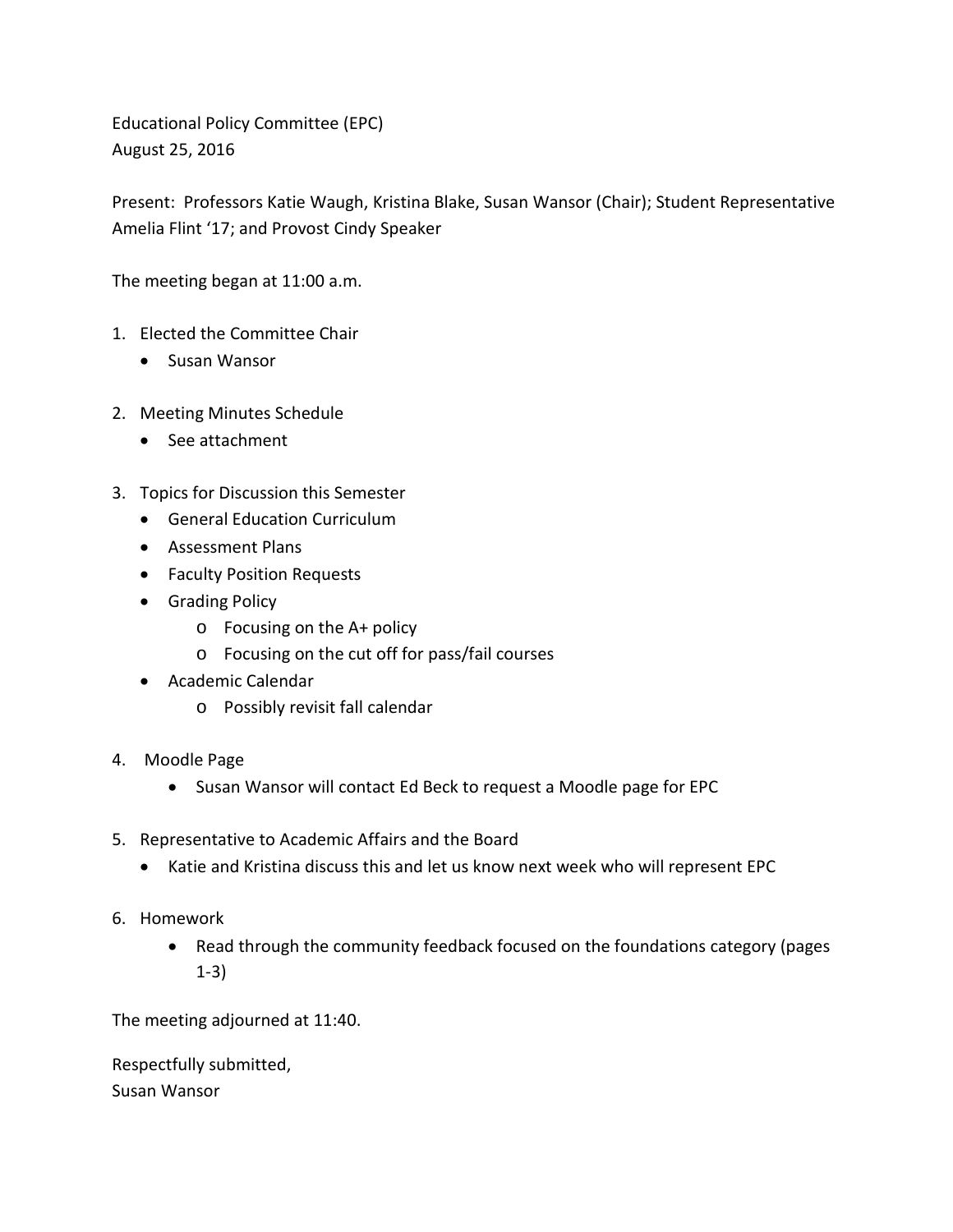Educational Policy Committee (EPC)
August 25, 2016

Present: Professors Katie Waugh, Kristina Blake, Susan Wansor (Chair); Student Representative Amelia Flint '17; and Provost Cindy Speaker

The meeting began at 11:00 a.m.

1. Elected the Committee Chair
   - Susan Wansor

2. Meeting Minutes Schedule
   - See attachment

3. Topics for Discussion this Semester
   - General Education Curriculum
   - Assessment Plans
   - Faculty Position Requests
   - Grading Policy
     - Focusing on the A+ policy
     - Focusing on the cut off for pass/fail courses
   - Academic Calendar
     - Possibly revisit fall calendar

4. Moodle Page
   - Susan Wansor will contact Ed Beck to request a Moodle page for EPC

5. Representative to Academic Affairs and the Board
   - Katie and Kristina discuss this and let us know next week who will represent EPC

6. Homework
   - Read through the community feedback focused on the foundations category (pages 1-3)

The meeting adjourned at 11:40.

Respectfully submitted,
Susan Wansor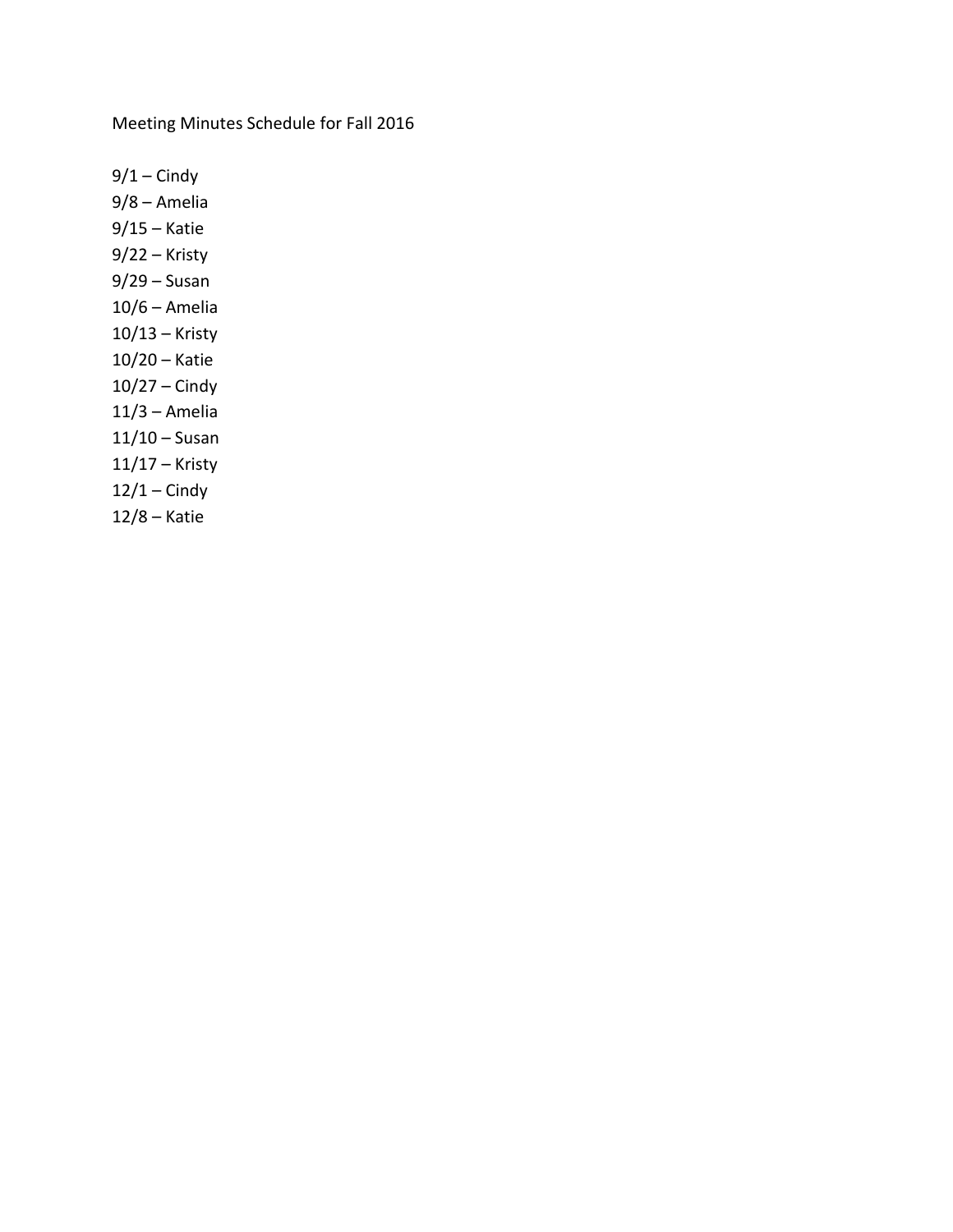Meeting Minutes Schedule for Fall 2016

9/1 – Cindy
9/8 – Amelia
9/15 – Katie
9/22 – Kristy
9/29 – Susan
10/6 – Amelia
10/13 – Kristy
10/20 – Katie
10/27 – Cindy
11/3 – Amelia
11/10 – Susan
11/17 – Kristy
12/1 – Cindy
12/8 – Katie